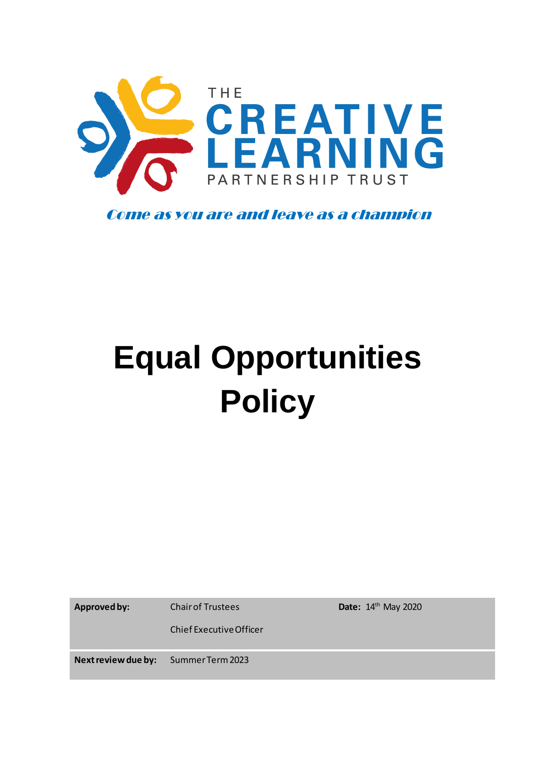THE **CREATIVE LEARNING** PARTNERSHIP TRUST

*Come as you are and leave as a champion*

# Equal Opportunities Policy

| **Approved by:** | Chair of Trustees<br><br>Chief Executive Officer | **Date:** 14th May 2020 |
| --- | --- | --- |
| **Next review due by:** | Summer Term 2023 | |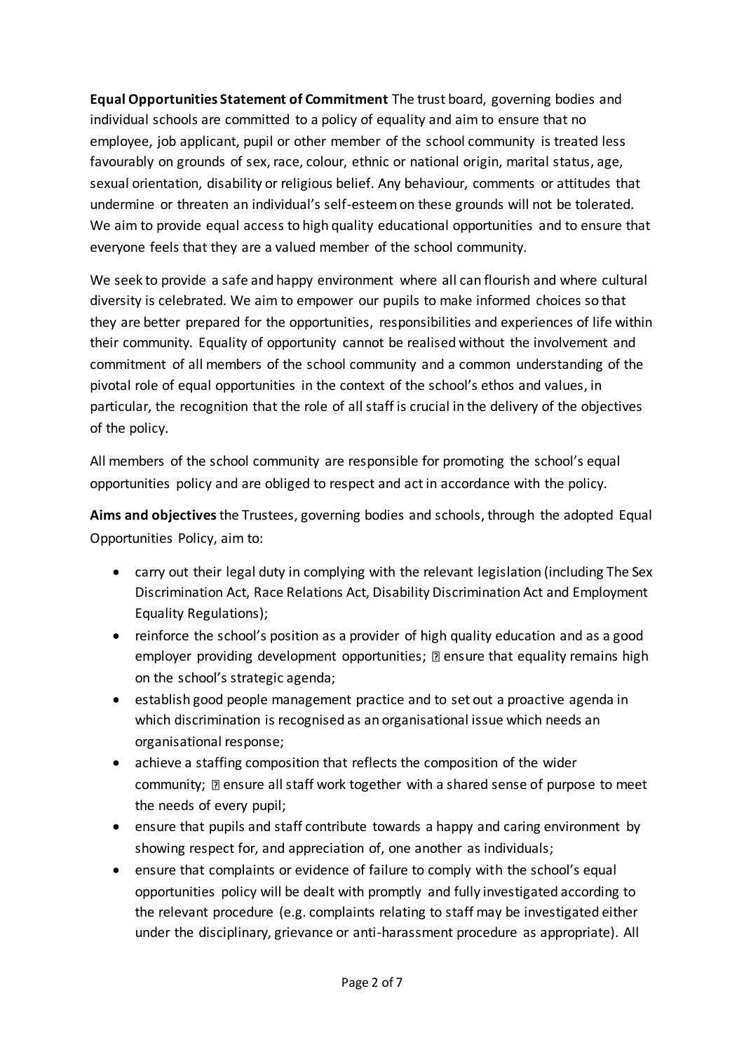**Equal Opportunities Statement of Commitment** The trust board, governing bodies and individual schools are committed to a policy of equality and aim to ensure that no employee, job applicant, pupil or other member of the school community is treated less favourably on grounds of sex, race, colour, ethnic or national origin, marital status, age, sexual orientation, disability or religious belief. Any behaviour, comments or attitudes that undermine or threaten an individual's self-esteem on these grounds will not be tolerated. We aim to provide equal access to high quality educational opportunities and to ensure that everyone feels that they are a valued member of the school community.

We seek to provide a safe and happy environment where all can flourish and where cultural diversity is celebrated. We aim to empower our pupils to make informed choices so that they are better prepared for the opportunities, responsibilities and experiences of life within their community. Equality of opportunity cannot be realised without the involvement and commitment of all members of the school community and a common understanding of the pivotal role of equal opportunities in the context of the school's ethos and values, in particular, the recognition that the role of all staff is crucial in the delivery of the objectives of the policy.

All members of the school community are responsible for promoting the school's equal opportunities policy and are obliged to respect and act in accordance with the policy.

**Aims and objectives** the Trustees, governing bodies and schools, through the adopted Equal Opportunities Policy, aim to:

- carry out their legal duty in complying with the relevant legislation (including The Sex Discrimination Act, Race Relations Act, Disability Discrimination Act and Employment Equality Regulations);
- reinforce the school's position as a provider of high quality education and as a good employer providing development opportunities; ensure that equality remains high on the school's strategic agenda;
- establish good people management practice and to set out a proactive agenda in which discrimination is recognised as an organisational issue which needs an organisational response;
- achieve a staffing composition that reflects the composition of the wider community; ensure all staff work together with a shared sense of purpose to meet the needs of every pupil;
- ensure that pupils and staff contribute towards a happy and caring environment by showing respect for, and appreciation of, one another as individuals;
- ensure that complaints or evidence of failure to comply with the school's equal opportunities policy will be dealt with promptly and fully investigated according to the relevant procedure (e.g. complaints relating to staff may be investigated either under the disciplinary, grievance or anti-harassment procedure as appropriate). All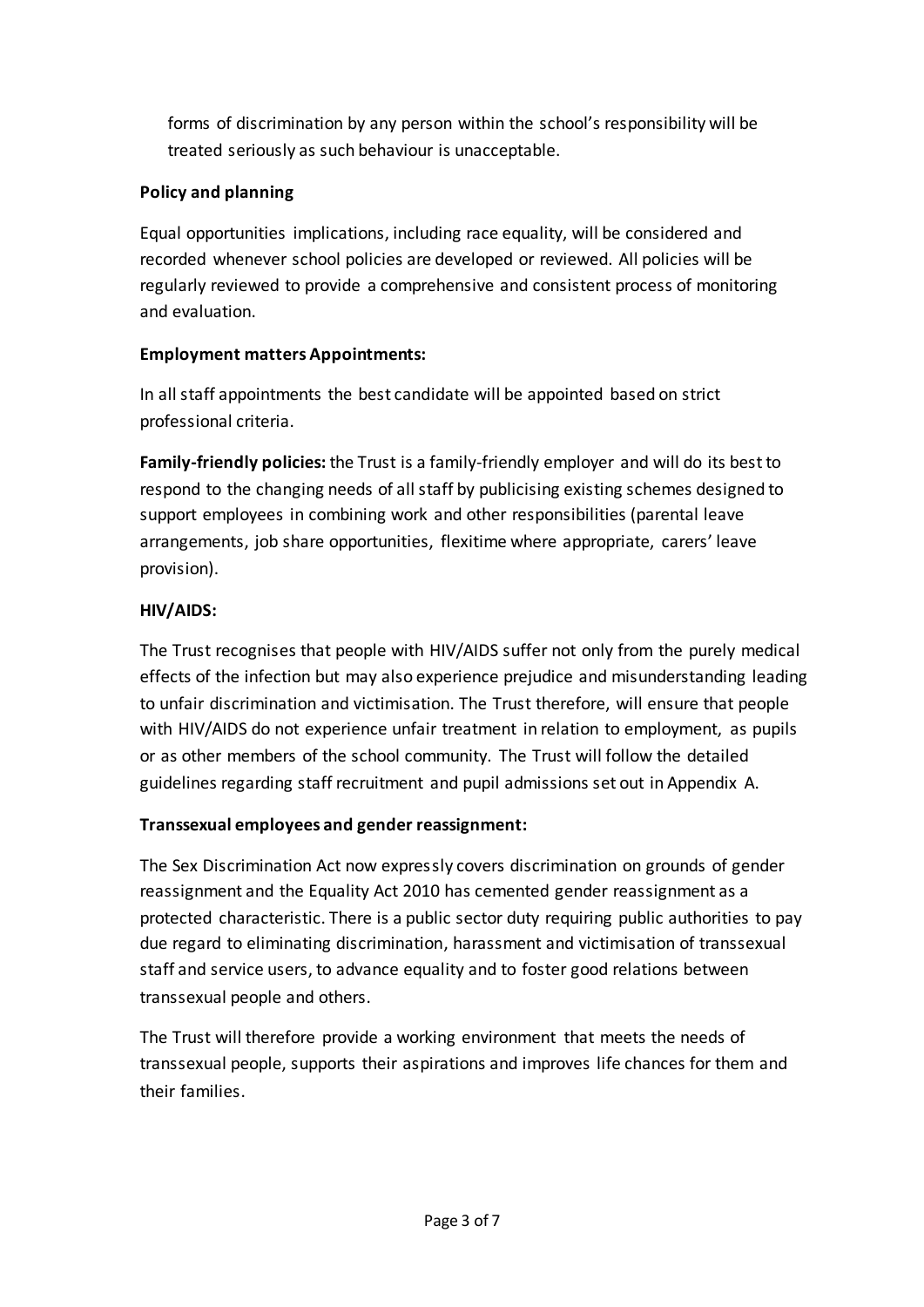forms of discrimination by any person within the school's responsibility will be treated seriously as such behaviour is unacceptable.

**Policy and planning**

Equal opportunities implications, including race equality, will be considered and recorded whenever school policies are developed or reviewed. All policies will be regularly reviewed to provide a comprehensive and consistent process of monitoring and evaluation.

**Employment matters Appointments:**

In all staff appointments the best candidate will be appointed based on strict professional criteria.

**Family-friendly policies:** the Trust is a family-friendly employer and will do its best to respond to the changing needs of all staff by publicising existing schemes designed to support employees in combining work and other responsibilities (parental leave arrangements, job share opportunities, flexitime where appropriate, carers' leave provision).

**HIV/AIDS:**

The Trust recognises that people with HIV/AIDS suffer not only from the purely medical effects of the infection but may also experience prejudice and misunderstanding leading to unfair discrimination and victimisation. The Trust therefore, will ensure that people with HIV/AIDS do not experience unfair treatment in relation to employment, as pupils or as other members of the school community. The Trust will follow the detailed guidelines regarding staff recruitment and pupil admissions set out in Appendix A.

**Transsexual employees and gender reassignment:**

The Sex Discrimination Act now expressly covers discrimination on grounds of gender reassignment and the Equality Act 2010 has cemented gender reassignment as a protected characteristic. There is a public sector duty requiring public authorities to pay due regard to eliminating discrimination, harassment and victimisation of transsexual staff and service users, to advance equality and to foster good relations between transsexual people and others.

The Trust will therefore provide a working environment that meets the needs of transsexual people, supports their aspirations and improves life chances for them and their families.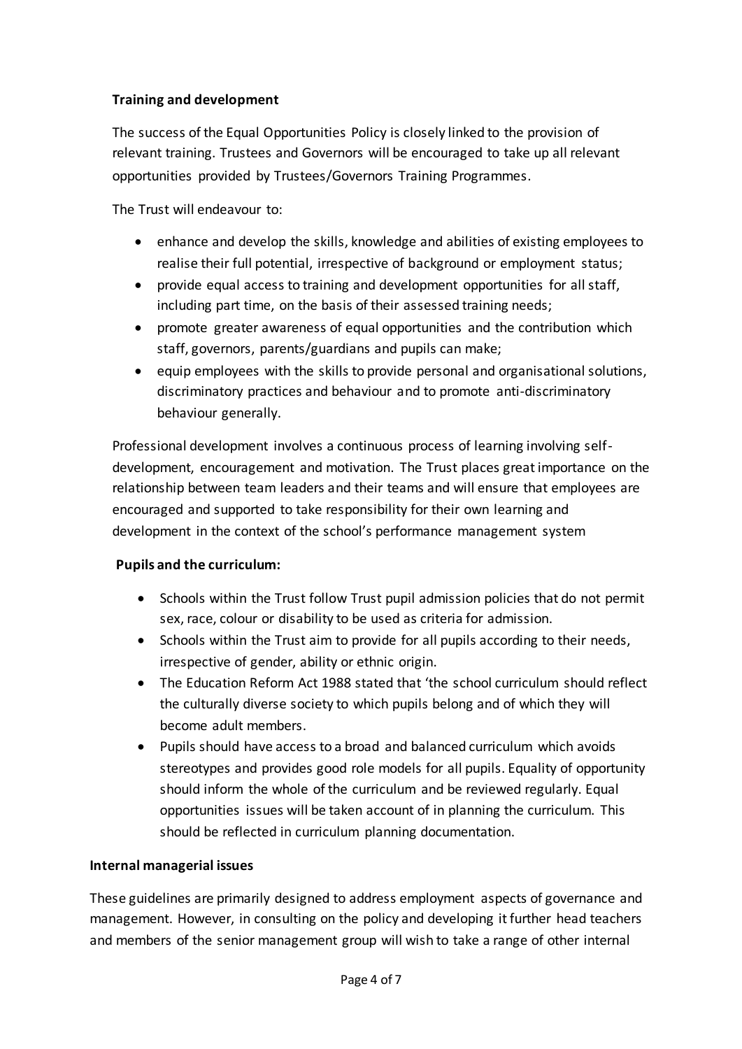**Training and development**

The success of the Equal Opportunities Policy is closely linked to the provision of relevant training. Trustees and Governors will be encouraged to take up all relevant opportunities provided by Trustees/Governors Training Programmes.

The Trust will endeavour to:

- enhance and develop the skills, knowledge and abilities of existing employees to realise their full potential, irrespective of background or employment status;
- provide equal access to training and development opportunities for all staff, including part time, on the basis of their assessed training needs;
- promote greater awareness of equal opportunities and the contribution which staff, governors, parents/guardians and pupils can make;
- equip employees with the skills to provide personal and organisational solutions, discriminatory practices and behaviour and to promote anti-discriminatory behaviour generally.

Professional development involves a continuous process of learning involving self-development, encouragement and motivation. The Trust places great importance on the relationship between team leaders and their teams and will ensure that employees are encouraged and supported to take responsibility for their own learning and development in the context of the school's performance management system

**Pupils and the curriculum:**

- Schools within the Trust follow Trust pupil admission policies that do not permit sex, race, colour or disability to be used as criteria for admission.
- Schools within the Trust aim to provide for all pupils according to their needs, irrespective of gender, ability or ethnic origin.
- The Education Reform Act 1988 stated that 'the school curriculum should reflect the culturally diverse society to which pupils belong and of which they will become adult members.
- Pupils should have access to a broad and balanced curriculum which avoids stereotypes and provides good role models for all pupils. Equality of opportunity should inform the whole of the curriculum and be reviewed regularly. Equal opportunities issues will be taken account of in planning the curriculum. This should be reflected in curriculum planning documentation.

**Internal managerial issues**

These guidelines are primarily designed to address employment aspects of governance and management. However, in consulting on the policy and developing it further head teachers and members of the senior management group will wish to take a range of other internal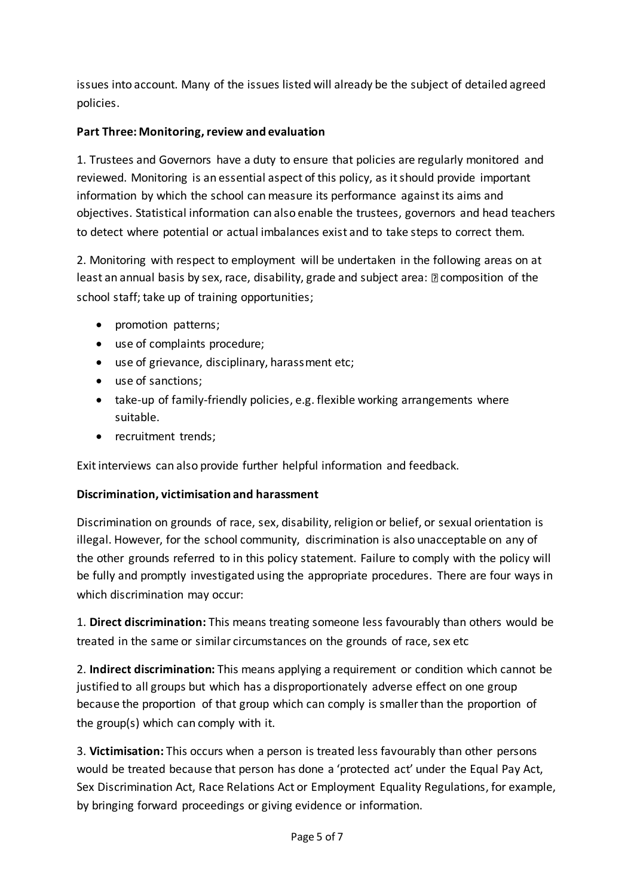issues into account. Many of the issues listed will already be the subject of detailed agreed policies.

**Part Three: Monitoring, review and evaluation**

1. Trustees and Governors have a duty to ensure that policies are regularly monitored and reviewed. Monitoring is an essential aspect of this policy, as it should provide important information by which the school can measure its performance against its aims and objectives. Statistical information can also enable the trustees, governors and head teachers to detect where potential or actual imbalances exist and to take steps to correct them.

2. Monitoring with respect to employment will be undertaken in the following areas on at least an annual basis by sex, race, disability, grade and subject area: composition of the school staff; take up of training opportunities;

- promotion patterns;
- use of complaints procedure;
- use of grievance, disciplinary, harassment etc;
- use of sanctions;
- take-up of family-friendly policies, e.g. flexible working arrangements where suitable.
- recruitment trends;

Exit interviews can also provide further helpful information and feedback.

**Discrimination, victimisation and harassment**

Discrimination on grounds of race, sex, disability, religion or belief, or sexual orientation is illegal. However, for the school community, discrimination is also unacceptable on any of the other grounds referred to in this policy statement. Failure to comply with the policy will be fully and promptly investigated using the appropriate procedures. There are four ways in which discrimination may occur:

1. **Direct discrimination:** This means treating someone less favourably than others would be treated in the same or similar circumstances on the grounds of race, sex etc

2. **Indirect discrimination:** This means applying a requirement or condition which cannot be justified to all groups but which has a disproportionately adverse effect on one group because the proportion of that group which can comply is smaller than the proportion of the group(s) which can comply with it.

3. **Victimisation:** This occurs when a person is treated less favourably than other persons would be treated because that person has done a 'protected act' under the Equal Pay Act, Sex Discrimination Act, Race Relations Act or Employment Equality Regulations, for example, by bringing forward proceedings or giving evidence or information.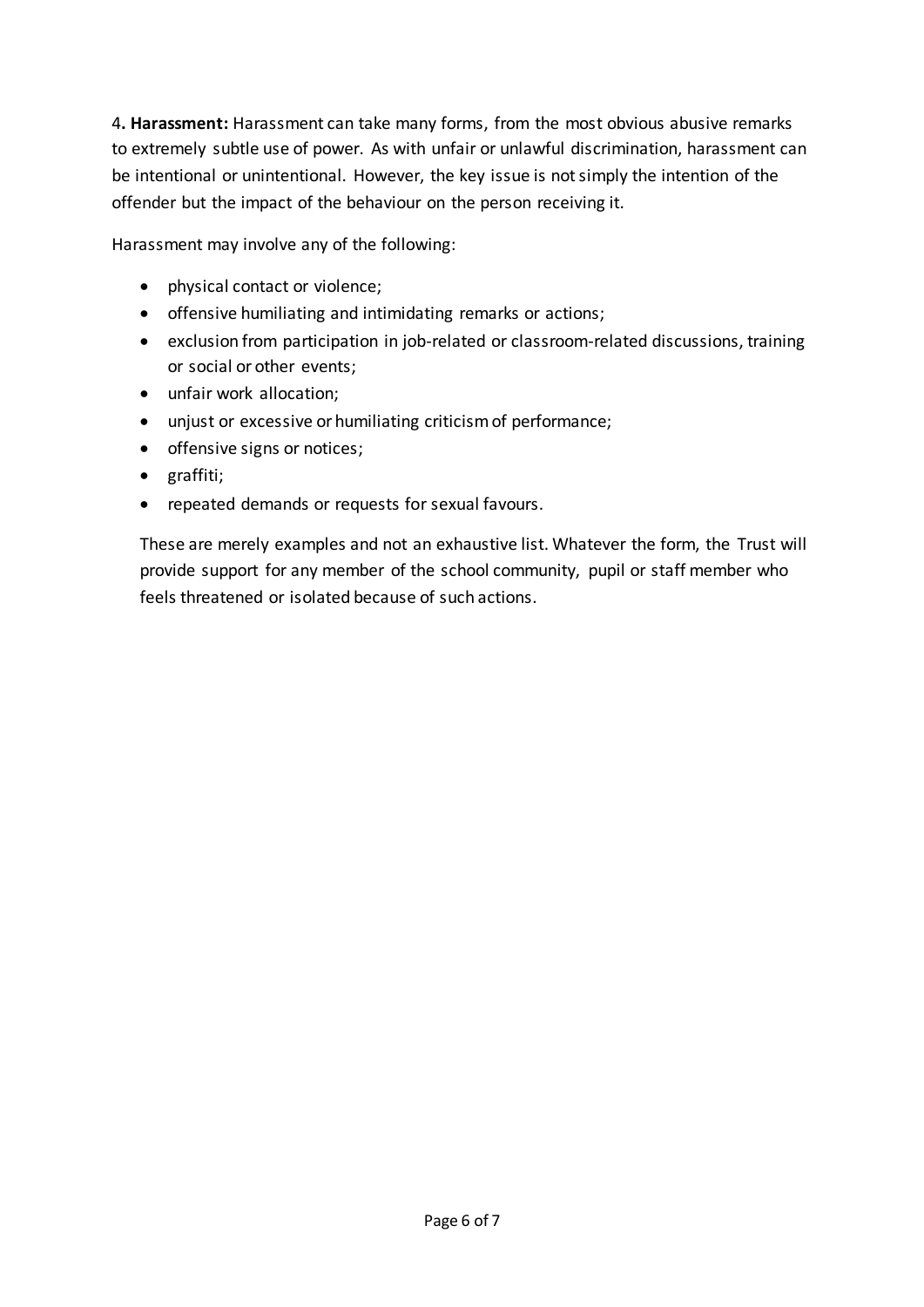4**. Harassment:** Harassment can take many forms, from the most obvious abusive remarks to extremely subtle use of power. As with unfair or unlawful discrimination, harassment can be intentional or unintentional. However, the key issue is not simply the intention of the offender but the impact of the behaviour on the person receiving it.

Harassment may involve any of the following:

- physical contact or violence;
- offensive humiliating and intimidating remarks or actions;
- exclusion from participation in job-related or classroom-related discussions, training or social or other events;
- unfair work allocation;
- unjust or excessive or humiliating criticism of performance;
- offensive signs or notices;
- graffiti;
- repeated demands or requests for sexual favours.

These are merely examples and not an exhaustive list. Whatever the form, the Trust will provide support for any member of the school community, pupil or staff member who feels threatened or isolated because of such actions.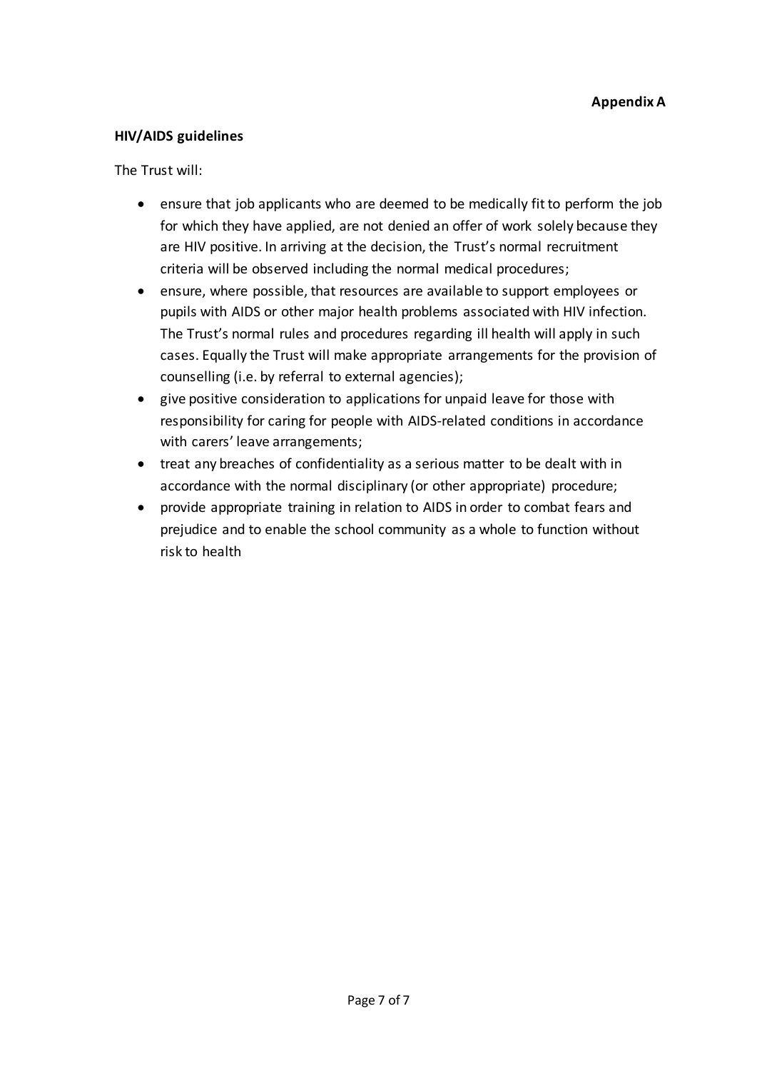**Appendix A**

**HIV/AIDS guidelines**

The Trust will:

- ensure that job applicants who are deemed to be medically fit to perform the job for which they have applied, are not denied an offer of work solely because they are HIV positive. In arriving at the decision, the Trust's normal recruitment criteria will be observed including the normal medical procedures;
- ensure, where possible, that resources are available to support employees or pupils with AIDS or other major health problems associated with HIV infection. The Trust's normal rules and procedures regarding ill health will apply in such cases. Equally the Trust will make appropriate arrangements for the provision of counselling (i.e. by referral to external agencies);
- give positive consideration to applications for unpaid leave for those with responsibility for caring for people with AIDS-related conditions in accordance with carers' leave arrangements;
- treat any breaches of confidentiality as a serious matter to be dealt with in accordance with the normal disciplinary (or other appropriate) procedure;
- provide appropriate training in relation to AIDS in order to combat fears and prejudice and to enable the school community as a whole to function without risk to health